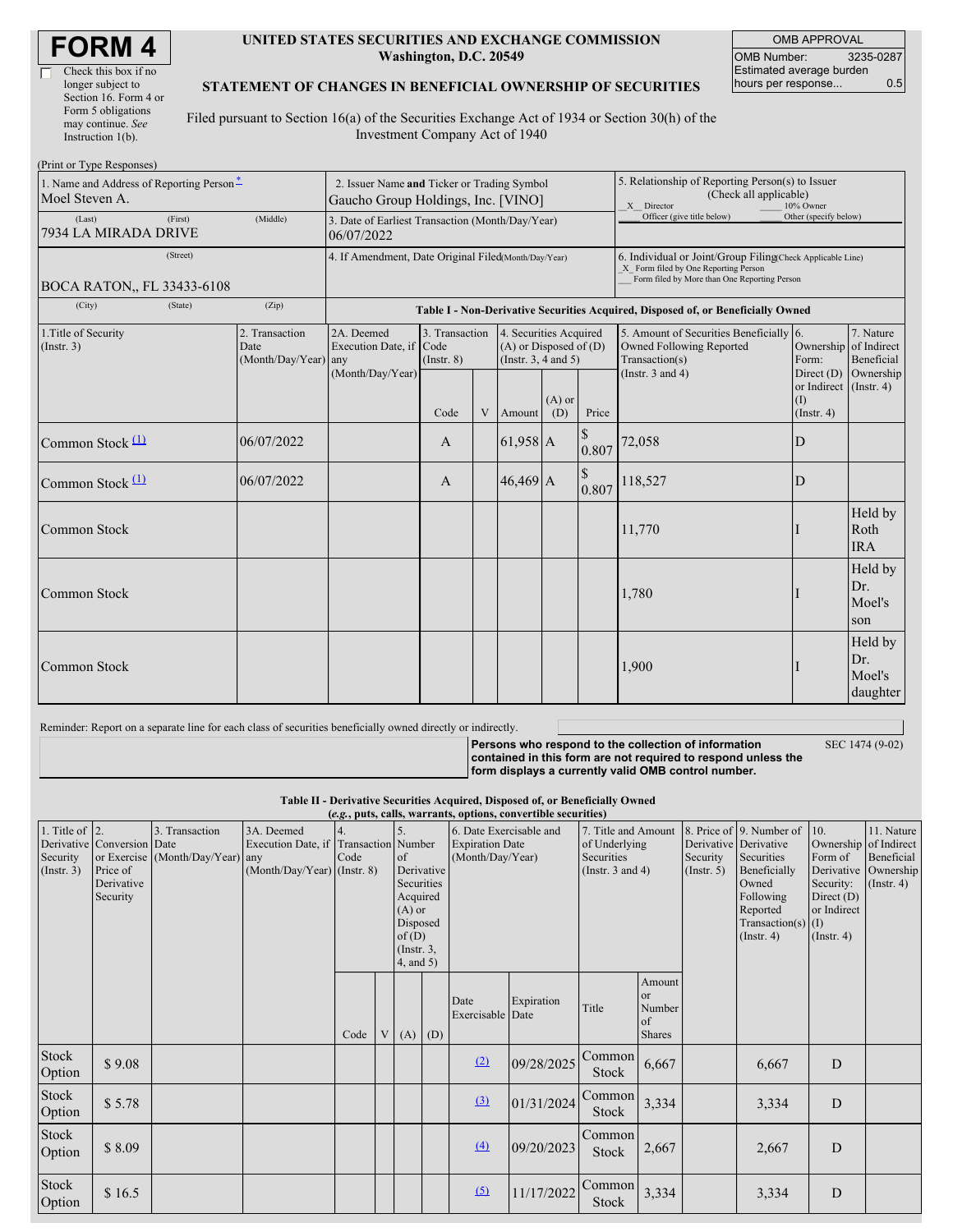# FORM 4

☐ Check this box if no longer subject to Section 16. Form 4 or Form 5 obligations may continue. *See* Instruction 1(b).

**UNITED STATES SECURITIES AND EXCHANGE COMMISSION**
**Washington, D.C. 20549**

**STATEMENT OF CHANGES IN BENEFICIAL OWNERSHIP OF SECURITIES**

Filed pursuant to Section 16(a) of the Securities Exchange Act of 1934 or Section 30(h) of the Investment Company Act of 1940

| OMB APPROVAL | |
|---|---|
| OMB Number: | 3235-0287 |
| Estimated average burden hours per response... | 0.5 |

(Print or Type Responses)

1. Name and Address of Reporting Person*
Moel Steven A.
(Last) (First) (Middle)
7934 LA MIRADA DRIVE
(Street)
BOCA RATON,, FL 33433-6108
(City) (State) (Zip)

2. Issuer Name **and** Ticker or Trading Symbol
Gaucho Group Holdings, Inc. [VINO]

3. Date of Earliest Transaction (Month/Day/Year)
06/07/2022

4. If Amendment, Date Original Filed (Month/Day/Year)

5. Relationship of Reporting Person(s) to Issuer (Check all applicable)
_X_ Director ___ 10% Owner
___ Officer (give title below) ___ Other (specify below)

6. Individual or Joint/Group Filing (Check Applicable Line)
_X_ Form filed by One Reporting Person
___ Form filed by More than One Reporting Person

**Table I - Non-Derivative Securities Acquired, Disposed of, or Beneficially Owned**

| 1.Title of Security (Instr. 3) | 2. Transaction Date (Month/Day/Year) | 2A. Deemed Execution Date, if any (Month/Day/Year) | 3. Transaction Code (Instr. 8) | | 4. Securities Acquired (A) or Disposed of (D) (Instr. 3, 4 and 5) | | | 5. Amount of Securities Beneficially Owned Following Reported Transaction(s) (Instr. 3 and 4) | 6. Ownership Form: Direct (D) or Indirect (I) (Instr. 4) | 7. Nature of Indirect Beneficial Ownership (Instr. 4) |
|---|---|---|---|---|---|---|---|---|---|---|
| | | | Code | V | Amount | (A) or (D) | Price | | | |
| Common Stock (1) | 06/07/2022 | | A | | 61,958 | A | $ 0.807 | 72,058 | D | |
| Common Stock (1) | 06/07/2022 | | A | | 46,469 | A | $ 0.807 | 118,527 | D | |
| Common Stock | | | | | | | | 11,770 | I | Held by Roth IRA |
| Common Stock | | | | | | | | 1,780 | I | Held by Dr. Moel's son |
| Common Stock | | | | | | | | 1,900 | I | Held by Dr. Moel's daughter |

Reminder: Report on a separate line for each class of securities beneficially owned directly or indirectly.

**Persons who respond to the collection of information contained in this form are not required to respond unless the form displays a currently valid OMB control number.** SEC 1474 (9-02)

**Table II - Derivative Securities Acquired, Disposed of, or Beneficially Owned**
**(*e.g.*, puts, calls, warrants, options, convertible securities)**

| 1. Title of Derivative Security (Instr. 3) | 2. Conversion or Exercise Price of Derivative Security | 3. Transaction Date (Month/Day/Year) | 3A. Deemed Execution Date, if any (Month/Day/Year) | 4. Transaction Code (Instr. 8) | | 5. Number of Derivative Securities Acquired (A) or Disposed of (D) (Instr. 3, 4, and 5) | | 6. Date Exercisable and Expiration Date (Month/Day/Year) | | 7. Title and Amount of Underlying Securities (Instr. 3 and 4) | | 8. Price of Derivative Security (Instr. 5) | 9. Number of Derivative Securities Beneficially Owned Following Reported Transaction(s) (Instr. 4) | 10. Ownership Form of Derivative Security: Direct (D) or Indirect (I) (Instr. 4) | 11. Nature of Indirect Beneficial Ownership (Instr. 4) |
|---|---|---|---|---|---|---|---|---|---|---|---|---|---|---|---|
| | | | | Code | V | (A) | (D) | Date Exercisable | Expiration Date | Title | Amount or Number of Shares | | | | |
| Stock Option | $ 9.08 | | | | | | | (2) | 09/28/2025 | Common Stock | 6,667 | | 6,667 | D | |
| Stock Option | $ 5.78 | | | | | | | (3) | 01/31/2024 | Common Stock | 3,334 | | 3,334 | D | |
| Stock Option | $ 8.09 | | | | | | | (4) | 09/20/2023 | Common Stock | 2,667 | | 2,667 | D | |
| Stock Option | $ 16.5 | | | | | | | (5) | 11/17/2022 | Common Stock | 3,334 | | 3,334 | D | |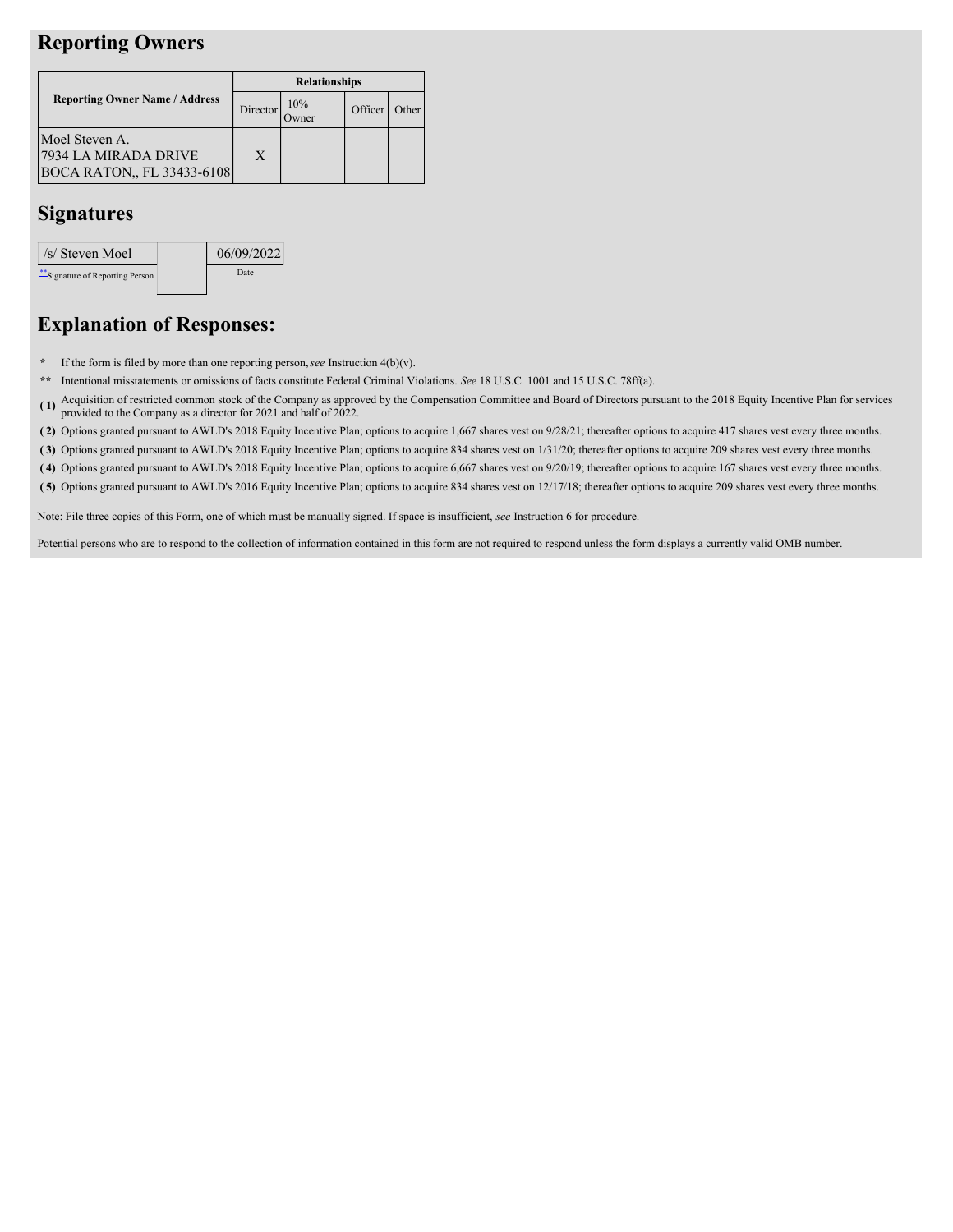## Reporting Owners

| Reporting Owner Name / Address | Relationships | | | |
|---|---|---|---|---|
| | Director | 10% Owner | Officer | Other |
| Moel Steven A.<br>7934 LA MIRADA DRIVE<br>BOCA RATON,, FL 33433-6108 | X | | | |

## Signatures

| | | |
|---|---|---|
| /s/ Steven Moel | | 06/09/2022 |
| **Signature of Reporting Person | | Date |

## Explanation of Responses:

- **\*** If the form is filed by more than one reporting person, *see* Instruction 4(b)(v).
- **\*\*** Intentional misstatements or omissions of facts constitute Federal Criminal Violations. *See* 18 U.S.C. 1001 and 15 U.S.C. 78ff(a).
- **( 1)** Acquisition of restricted common stock of the Company as approved by the Compensation Committee and Board of Directors pursuant to the 2018 Equity Incentive Plan for services provided to the Company as a director for 2021 and half of 2022.
- **( 2)** Options granted pursuant to AWLD's 2018 Equity Incentive Plan; options to acquire 1,667 shares vest on 9/28/21; thereafter options to acquire 417 shares vest every three months.
- **( 3)** Options granted pursuant to AWLD's 2018 Equity Incentive Plan; options to acquire 834 shares vest on 1/31/20; thereafter options to acquire 209 shares vest every three months.
- **( 4)** Options granted pursuant to AWLD's 2018 Equity Incentive Plan; options to acquire 6,667 shares vest on 9/20/19; thereafter options to acquire 167 shares vest every three months.
- **( 5)** Options granted pursuant to AWLD's 2016 Equity Incentive Plan; options to acquire 834 shares vest on 12/17/18; thereafter options to acquire 209 shares vest every three months.

Note: File three copies of this Form, one of which must be manually signed. If space is insufficient, *see* Instruction 6 for procedure.

Potential persons who are to respond to the collection of information contained in this form are not required to respond unless the form displays a currently valid OMB number.